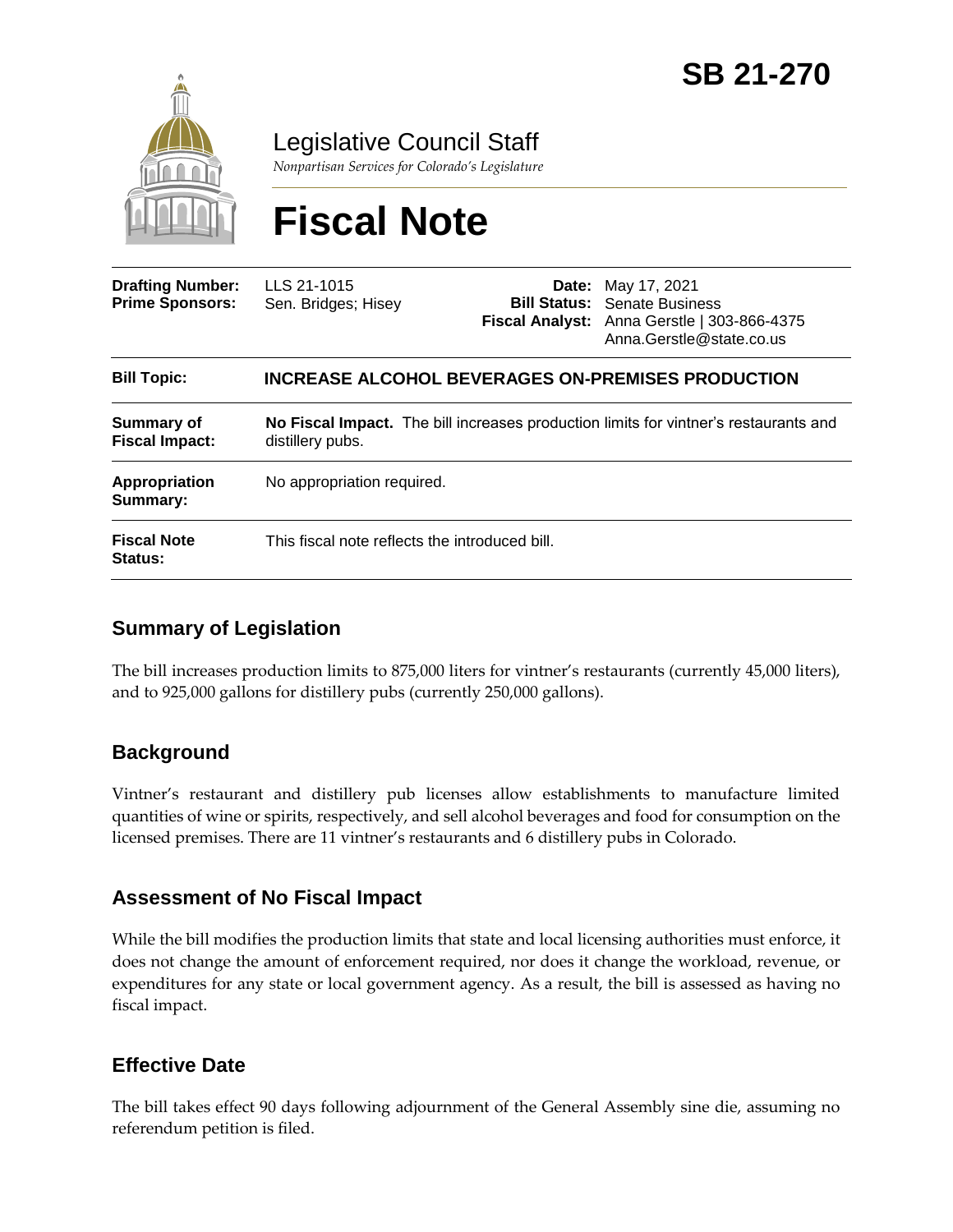# SB 21-270

## Legislative Council Staff

*Nonpartisan Services for Colorado's Legislature*

# Fiscal Note

| | | | |
|---|---|---|---|
| **Drafting Number:** | LLS 21-1015 | **Date:** | May 17, 2021 |
| **Prime Sponsors:** | Sen. Bridges; Hisey | **Bill Status:** | Senate Business |
| | | **Fiscal Analyst:** | Anna Gerstle \| 303-866-4375 Anna.Gerstle@state.co.us |

| | |
|---|---|
| **Bill Topic:** | **INCREASE ALCOHOL BEVERAGES ON-PREMISES PRODUCTION** |
| **Summary of Fiscal Impact:** | **No Fiscal Impact.** The bill increases production limits for vintner's restaurants and distillery pubs. |
| **Appropriation Summary:** | No appropriation required. |
| **Fiscal Note Status:** | This fiscal note reflects the introduced bill. |

## Summary of Legislation

The bill increases production limits to 875,000 liters for vintner's restaurants (currently 45,000 liters), and to 925,000 gallons for distillery pubs (currently 250,000 gallons).

## Background

Vintner's restaurant and distillery pub licenses allow establishments to manufacture limited quantities of wine or spirits, respectively, and sell alcohol beverages and food for consumption on the licensed premises. There are 11 vintner's restaurants and 6 distillery pubs in Colorado.

## Assessment of No Fiscal Impact

While the bill modifies the production limits that state and local licensing authorities must enforce, it does not change the amount of enforcement required, nor does it change the workload, revenue, or expenditures for any state or local government agency. As a result, the bill is assessed as having no fiscal impact.

## Effective Date

The bill takes effect 90 days following adjournment of the General Assembly sine die, assuming no referendum petition is filed.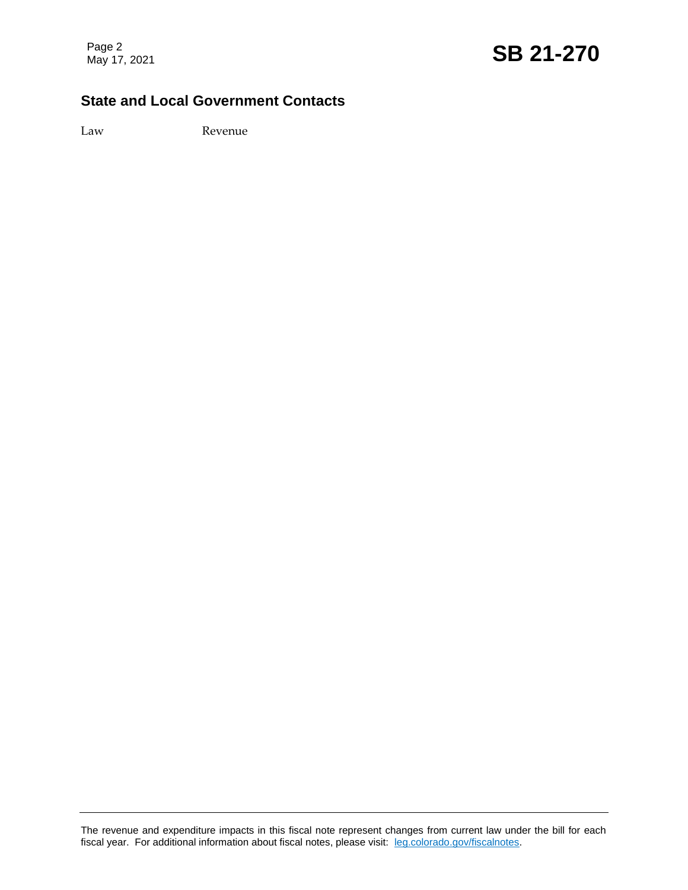## State and Local Government Contacts

Law Revenue

The revenue and expenditure impacts in this fiscal note represent changes from current law under the bill for each fiscal year. For additional information about fiscal notes, please visit: [leg.colorado.gov/fiscalnotes](leg.colorado.gov/fiscalnotes).